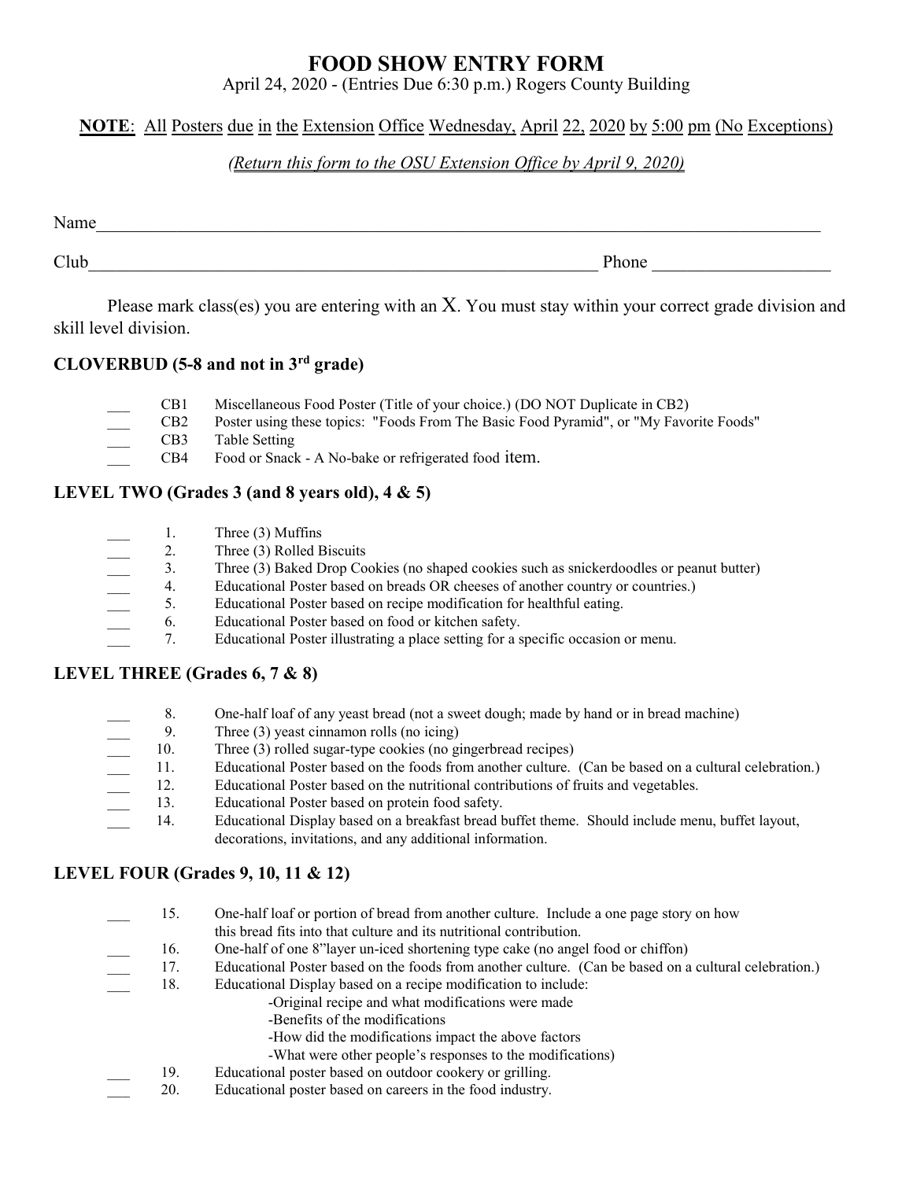# FOOD SHOW ENTRY FORM

April 24, 2020 - (Entries Due 6:30 p.m.) Rogers County Building

**NOTE**: All Posters due in the Extension Office Wednesday, April 22, 2020 by 5:00 pm (No Exceptions)

*(Return this form to the OSU Extension Office by April 9, 2020)*

Name_______________________________________________________________________________

Club_______________________________________________________ Phone ___________________

Please mark class(es) you are entering with an X. You must stay within your correct grade division and skill level division.

### CLOVERBUD (5-8 and not in 3rd grade)

___ CB1 Miscellaneous Food Poster (Title of your choice.) (DO NOT Duplicate in CB2)
___ CB2 Poster using these topics: "Foods From The Basic Food Pyramid", or "My Favorite Foods"
___ CB3 Table Setting
___ CB4 Food or Snack - A No-bake or refrigerated food item.

### LEVEL TWO (Grades 3 (and 8 years old), 4 & 5)

___ 1. Three (3) Muffins
___ 2. Three (3) Rolled Biscuits
___ 3. Three (3) Baked Drop Cookies (no shaped cookies such as snickerdoodles or peanut butter)
___ 4. Educational Poster based on breads OR cheeses of another country or countries.)
___ 5. Educational Poster based on recipe modification for healthful eating.
___ 6. Educational Poster based on food or kitchen safety.
___ 7. Educational Poster illustrating a place setting for a specific occasion or menu.

### LEVEL THREE (Grades 6, 7 & 8)

___ 8. One-half loaf of any yeast bread (not a sweet dough; made by hand or in bread machine)
___ 9. Three (3) yeast cinnamon rolls (no icing)
___ 10. Three (3) rolled sugar-type cookies (no gingerbread recipes)
___ 11. Educational Poster based on the foods from another culture. (Can be based on a cultural celebration.)
___ 12. Educational Poster based on the nutritional contributions of fruits and vegetables.
___ 13. Educational Poster based on protein food safety.
___ 14. Educational Display based on a breakfast bread buffet theme. Should include menu, buffet layout, decorations, invitations, and any additional information.

### LEVEL FOUR (Grades 9, 10, 11 & 12)

___ 15. One-half loaf or portion of bread from another culture. Include a one page story on how this bread fits into that culture and its nutritional contribution.
___ 16. One-half of one 8" layer un-iced shortening type cake (no angel food or chiffon)
___ 17. Educational Poster based on the foods from another culture. (Can be based on a cultural celebration.)
___ 18. Educational Display based on a recipe modification to include:
- Original recipe and what modifications were made
- Benefits of the modifications
- How did the modifications impact the above factors
- What were other people's responses to the modifications)

___ 19. Educational poster based on outdoor cookery or grilling.
___ 20. Educational poster based on careers in the food industry.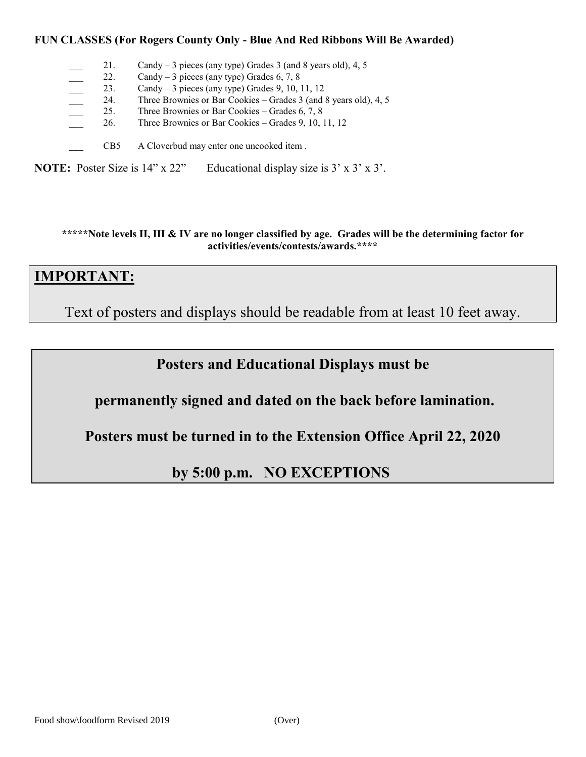**FUN CLASSES (For Rogers County Only - Blue And Red Ribbons Will Be Awarded)**

___ 21. Candy – 3 pieces (any type) Grades 3 (and 8 years old), 4, 5
___ 22. Candy – 3 pieces (any type) Grades 6, 7, 8
___ 23. Candy – 3 pieces (any type) Grades 9, 10, 11, 12
___ 24. Three Brownies or Bar Cookies – Grades 3 (and 8 years old), 4, 5
___ 25. Three Brownies or Bar Cookies – Grades 6, 7, 8
___ 26. Three Brownies or Bar Cookies – Grades 9, 10, 11, 12

___ CB5 A Cloverbud may enter one uncooked item .

**NOTE:** Poster Size is 14" x 22" Educational display size is 3' x 3' x 3'.

**\*\*\*\*\*Note levels II, III & IV are no longer classified by age. Grades will be the determining factor for activities/events/contests/awards.\*\*\*\***

## IMPORTANT:

Text of posters and displays should be readable from at least 10 feet away.

**Posters and Educational Displays must be**

**permanently signed and dated on the back before lamination.**

**Posters must be turned in to the Extension Office April 22, 2020**

**by 5:00 p.m. NO EXCEPTIONS**

Food show\foodform Revised 2019 (Over)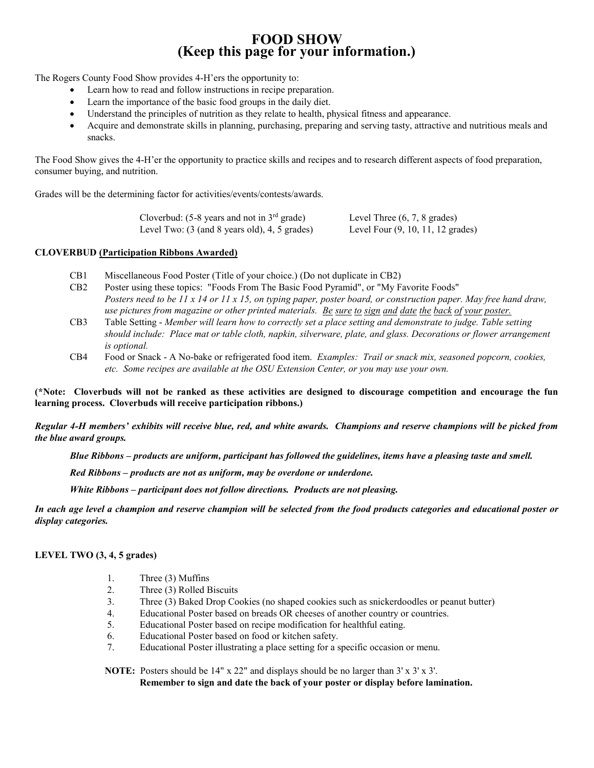# FOOD SHOW
# (Keep this page for your information.)

The Rogers County Food Show provides 4-H'ers the opportunity to:

- Learn how to read and follow instructions in recipe preparation.
- Learn the importance of the basic food groups in the daily diet.
- Understand the principles of nutrition as they relate to health, physical fitness and appearance.
- Acquire and demonstrate skills in planning, purchasing, preparing and serving tasty, attractive and nutritious meals and snacks.

The Food Show gives the 4-H'er the opportunity to practice skills and recipes and to research different aspects of food preparation, consumer buying, and nutrition.

Grades will be the determining factor for activities/events/contests/awards.

Cloverbud: (5-8 years and not in 3rd grade)
Level Two: (3 (and 8 years old), 4, 5 grades)
Level Three (6, 7, 8 grades)
Level Four (9, 10, 11, 12 grades)

**CLOVERBUD** <u>**(Participation Ribbons Awarded)**</u>

- CB1 Miscellaneous Food Poster (Title of your choice.) (Do not duplicate in CB2)
- CB2 Poster using these topics: "Foods From The Basic Food Pyramid", or "My Favorite Foods"
  *Posters need to be 11 x 14 or 11 x 15, on typing paper, poster board, or construction paper. May free hand draw, use pictures from magazine or other printed materials. <u>Be sure to sign and date the back of your poster.</u>*
- CB3 Table Setting - *Member will learn how to correctly set a place setting and demonstrate to judge. Table setting should include: Place mat or table cloth, napkin, silverware, plate, and glass. Decorations or flower arrangement is optional.*
- CB4 Food or Snack - A No-bake or refrigerated food item. *Examples: Trail or snack mix, seasoned popcorn, cookies, etc. Some recipes are available at the OSU Extension Center, or you may use your own.*

**(*Note: Cloverbuds will not be ranked as these activities are designed to discourage competition and encourage the fun learning process. Cloverbuds will receive participation ribbons.)**

***Regular 4-H members' exhibits will receive blue, red, and white awards. Champions and reserve champions will be picked from the blue award groups.***

***Blue Ribbons – products are uniform, participant has followed the guidelines, items have a pleasing taste and smell.***

***Red Ribbons – products are not as uniform, may be overdone or underdone.***

***White Ribbons – participant does not follow directions. Products are not pleasing.***

***In each age level a champion and reserve champion will be selected from the food products categories and educational poster or display categories.***

**LEVEL TWO (3, 4, 5 grades)**

1. Three (3) Muffins
2. Three (3) Rolled Biscuits
3. Three (3) Baked Drop Cookies (no shaped cookies such as snickerdoodles or peanut butter)
4. Educational Poster based on breads OR cheeses of another country or countries.
5. Educational Poster based on recipe modification for healthful eating.
6. Educational Poster based on food or kitchen safety.
7. Educational Poster illustrating a place setting for a specific occasion or menu.

**NOTE:** Posters should be 14" x 22" and displays should be no larger than 3' x 3' x 3'.
**Remember to sign and date the back of your poster or display before lamination.**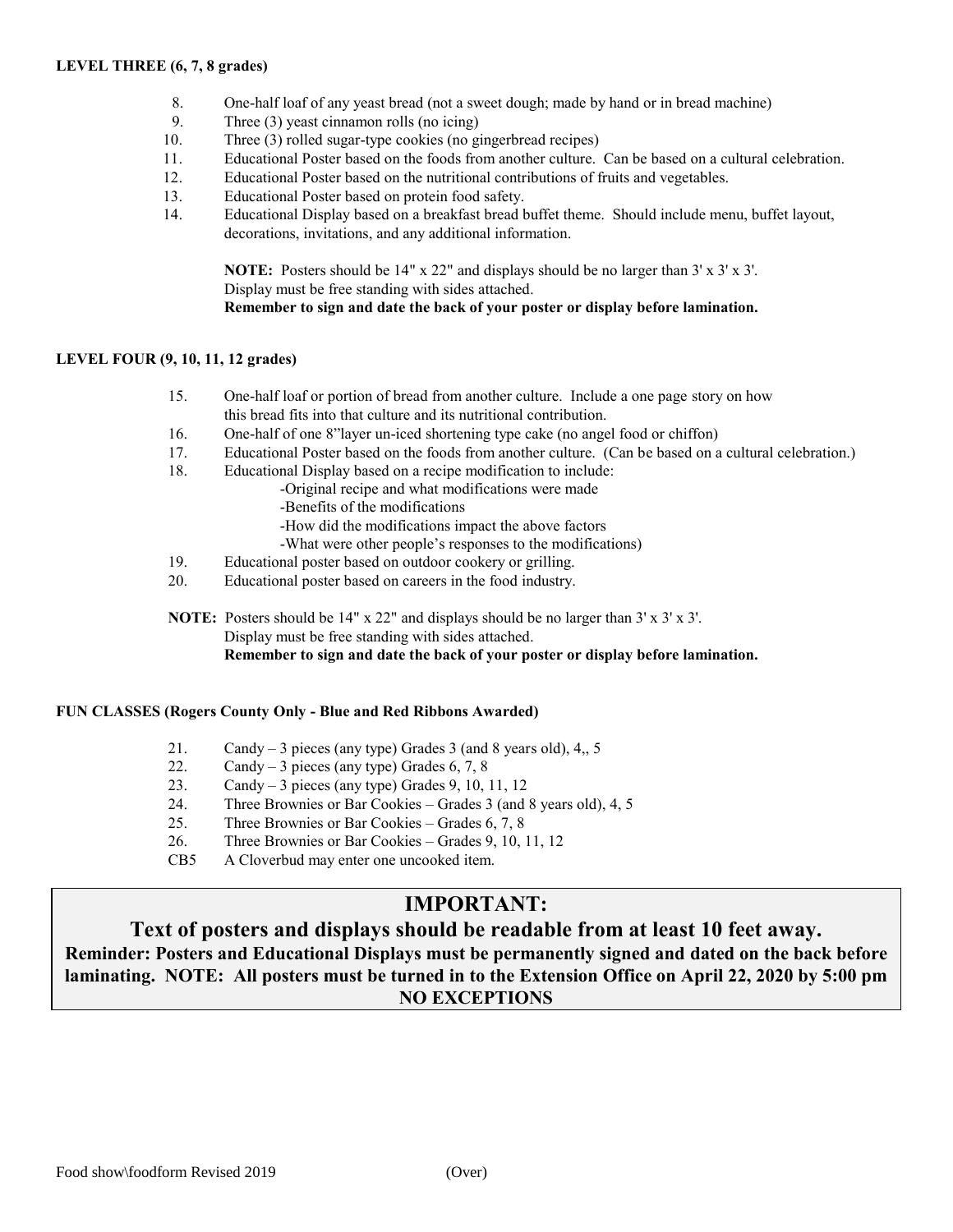**LEVEL THREE (6, 7, 8 grades)**

8. One-half loaf of any yeast bread (not a sweet dough; made by hand or in bread machine)
9. Three (3) yeast cinnamon rolls (no icing)
10. Three (3) rolled sugar-type cookies (no gingerbread recipes)
11. Educational Poster based on the foods from another culture. Can be based on a cultural celebration.
12. Educational Poster based on the nutritional contributions of fruits and vegetables.
13. Educational Poster based on protein food safety.
14. Educational Display based on a breakfast bread buffet theme. Should include menu, buffet layout, decorations, invitations, and any additional information.

**NOTE:** Posters should be 14" x 22" and displays should be no larger than 3' x 3' x 3'.
Display must be free standing with sides attached.
**Remember to sign and date the back of your poster or display before lamination.**

**LEVEL FOUR (9, 10, 11, 12 grades)**

15. One-half loaf or portion of bread from another culture. Include a one page story on how this bread fits into that culture and its nutritional contribution.
16. One-half of one 8"layer un-iced shortening type cake (no angel food or chiffon)
17. Educational Poster based on the foods from another culture. (Can be based on a cultural celebration.)
18. Educational Display based on a recipe modification to include:
    - -Original recipe and what modifications were made
    - -Benefits of the modifications
    - -How did the modifications impact the above factors
    - -What were other people's responses to the modifications)
19. Educational poster based on outdoor cookery or grilling.
20. Educational poster based on careers in the food industry.

**NOTE:** Posters should be 14" x 22" and displays should be no larger than 3' x 3' x 3'.
Display must be free standing with sides attached.
**Remember to sign and date the back of your poster or display before lamination.**

**FUN CLASSES (Rogers County Only - Blue and Red Ribbons Awarded)**

21. Candy – 3 pieces (any type) Grades 3 (and 8 years old), 4,, 5
22. Candy – 3 pieces (any type) Grades 6, 7, 8
23. Candy – 3 pieces (any type) Grades 9, 10, 11, 12
24. Three Brownies or Bar Cookies – Grades 3 (and 8 years old), 4, 5
25. Three Brownies or Bar Cookies – Grades 6, 7, 8
26. Three Brownies or Bar Cookies – Grades 9, 10, 11, 12

CB5 A Cloverbud may enter one uncooked item.

## IMPORTANT:

### Text of posters and displays should be readable from at least 10 feet away.

**Reminder: Posters and Educational Displays must be permanently signed and dated on the back before laminating. NOTE: All posters must be turned in to the Extension Office on April 22, 2020 by 5:00 pm NO EXCEPTIONS**

Food show\foodform Revised 2019 (Over)